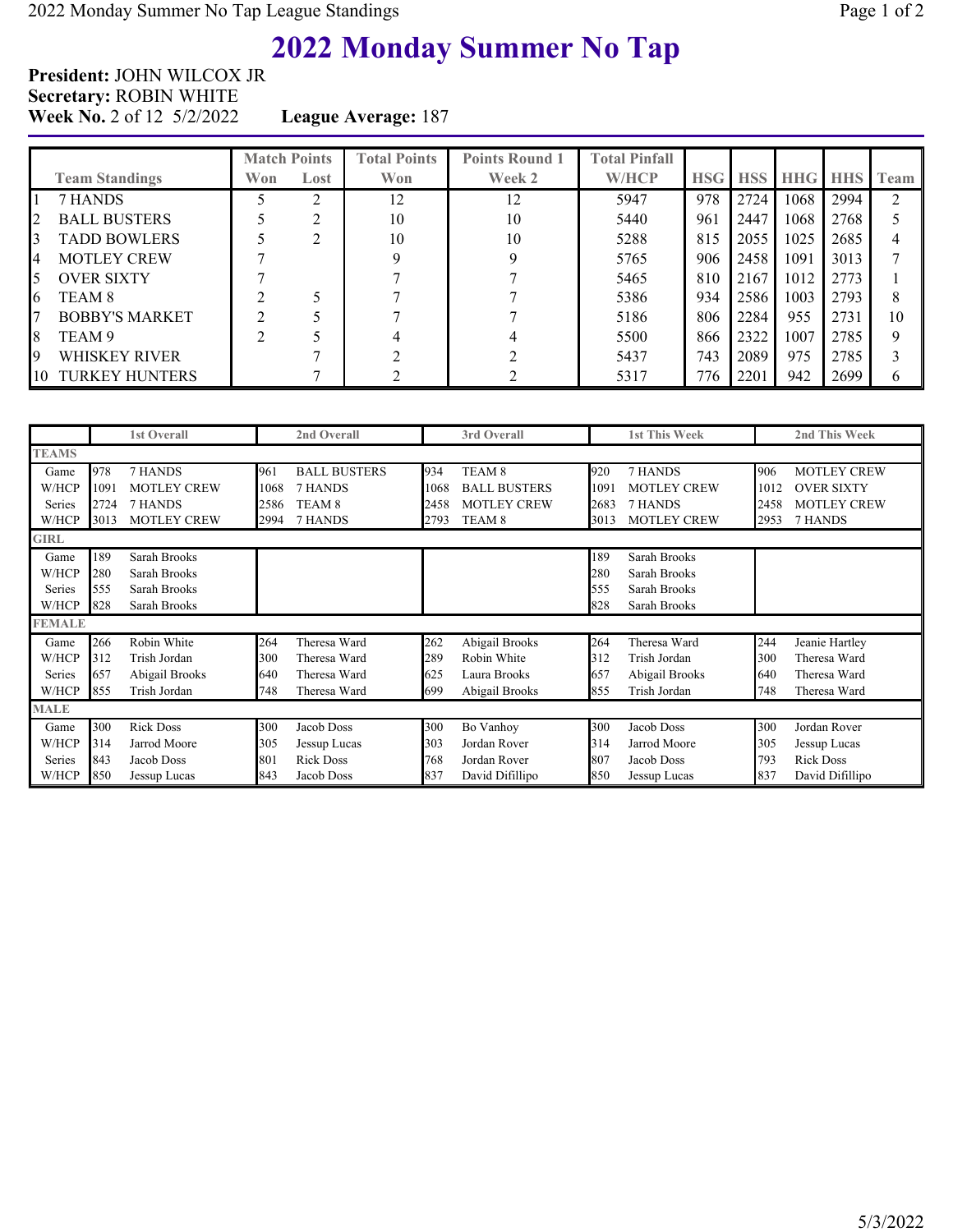# 2022 Monday Summer No Tap

**President:** JOHN WILCOX JR
**Secretary:** ROBIN WHITE
**Week No.** 2 of 12 5/2/2022 **League Average:** 187

| Team Standings | | Match Points Won | Match Points Lost | Total Points Won | Points Round 1 Week 2 | Total Pinfall W/HCP | HSG | HSS | HHG | HHS | Team |
|---|---|---|---|---|---|---|---|---|---|---|---|
| 1 | 7 HANDS | 5 | 2 | 12 | 12 | 5947 | 978 | 2724 | 1068 | 2994 | 2 |
| 2 | BALL BUSTERS | 5 | 2 | 10 | 10 | 5440 | 961 | 2447 | 1068 | 2768 | 5 |
| 3 | TADD BOWLERS | 5 | 2 | 10 | 10 | 5288 | 815 | 2055 | 1025 | 2685 | 4 |
| 4 | MOTLEY CREW | 7 | | 9 | 9 | 5765 | 906 | 2458 | 1091 | 3013 | 7 |
| 5 | OVER SIXTY | 7 | | 7 | 7 | 5465 | 810 | 2167 | 1012 | 2773 | 1 |
| 6 | TEAM 8 | 2 | 5 | 7 | 7 | 5386 | 934 | 2586 | 1003 | 2793 | 8 |
| 7 | BOBBY'S MARKET | 2 | 5 | 7 | 7 | 5186 | 806 | 2284 | 955 | 2731 | 10 |
| 8 | TEAM 9 | 2 | 5 | 4 | 4 | 5500 | 866 | 2322 | 1007 | 2785 | 9 |
| 9 | WHISKEY RIVER | | 7 | 2 | 2 | 5437 | 743 | 2089 | 975 | 2785 | 3 |
| 10 | TURKEY HUNTERS | | 7 | 2 | 2 | 5317 | 776 | 2201 | 942 | 2699 | 6 |

| | 1st Overall | | 2nd Overall | | 3rd Overall | | 1st This Week | | 2nd This Week | |
|---|---|---|---|---|---|---|---|---|---|---|
| **TEAMS** | | | | | | | | | | |
| Game | 978 | 7 HANDS | 961 | BALL BUSTERS | 934 | TEAM 8 | 920 | 7 HANDS | 906 | MOTLEY CREW |
| W/HCP | 1091 | MOTLEY CREW | 1068 | 7 HANDS | 1068 | BALL BUSTERS | 1091 | MOTLEY CREW | 1012 | OVER SIXTY |
| Series | 2724 | 7 HANDS | 2586 | TEAM 8 | 2458 | MOTLEY CREW | 2683 | 7 HANDS | 2458 | MOTLEY CREW |
| W/HCP | 3013 | MOTLEY CREW | 2994 | 7 HANDS | 2793 | TEAM 8 | 3013 | MOTLEY CREW | 2953 | 7 HANDS |
| **GIRL** | | | | | | | | | | |
| Game | 189 | Sarah Brooks | | | | | 189 | Sarah Brooks | | |
| W/HCP | 280 | Sarah Brooks | | | | | 280 | Sarah Brooks | | |
| Series | 555 | Sarah Brooks | | | | | 555 | Sarah Brooks | | |
| W/HCP | 828 | Sarah Brooks | | | | | 828 | Sarah Brooks | | |
| **FEMALE** | | | | | | | | | | |
| Game | 266 | Robin White | 264 | Theresa Ward | 262 | Abigail Brooks | 264 | Theresa Ward | 244 | Jeanie Hartley |
| W/HCP | 312 | Trish Jordan | 300 | Theresa Ward | 289 | Robin White | 312 | Trish Jordan | 300 | Theresa Ward |
| Series | 657 | Abigail Brooks | 640 | Theresa Ward | 625 | Laura Brooks | 657 | Abigail Brooks | 640 | Theresa Ward |
| W/HCP | 855 | Trish Jordan | 748 | Theresa Ward | 699 | Abigail Brooks | 855 | Trish Jordan | 748 | Theresa Ward |
| **MALE** | | | | | | | | | | |
| Game | 300 | Rick Doss | 300 | Jacob Doss | 300 | Bo Vanhoy | 300 | Jacob Doss | 300 | Jordan Rover |
| W/HCP | 314 | Jarrod Moore | 305 | Jessup Lucas | 303 | Jordan Rover | 314 | Jarrod Moore | 305 | Jessup Lucas |
| Series | 843 | Jacob Doss | 801 | Rick Doss | 768 | Jordan Rover | 807 | Jacob Doss | 793 | Rick Doss |
| W/HCP | 850 | Jessup Lucas | 843 | Jacob Doss | 837 | David Difillipo | 850 | Jessup Lucas | 837 | David Difillipo |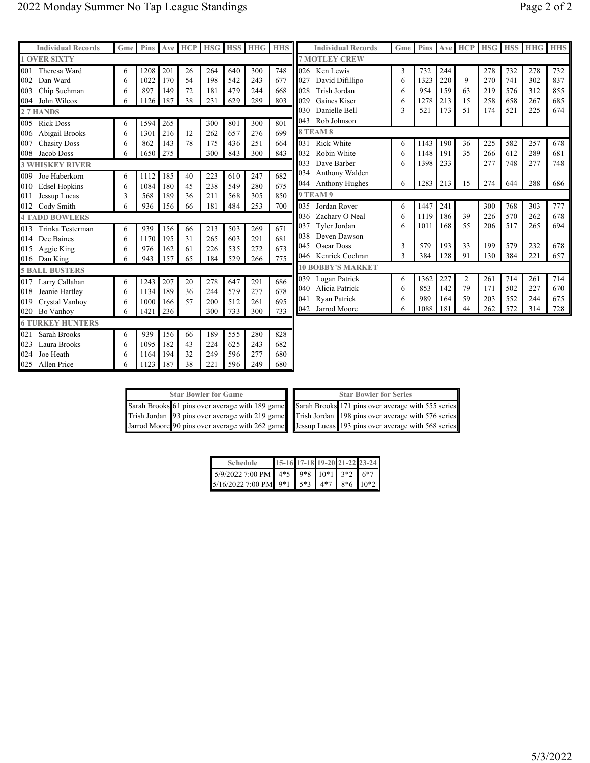# 2022 Monday Summer No Tap League Standings

| Individual Records | Gme | Pins | Ave | HCP | HSG | HSS | HHG | HHS |
|---|---|---|---|---|---|---|---|---|
| **1 OVER SIXTY** | | | | | | | | |
| 001 Theresa Ward | 6 | 1208 | 201 | 26 | 264 | 640 | 300 | 748 |
| 002 Dan Ward | 6 | 1022 | 170 | 54 | 198 | 542 | 243 | 677 |
| 003 Chip Suchman | 6 | 897 | 149 | 72 | 181 | 479 | 244 | 668 |
| 004 John Wilcox | 6 | 1126 | 187 | 38 | 231 | 629 | 289 | 803 |
| **2 7 HANDS** | | | | | | | | |
| 005 Rick Doss | 6 | 1594 | 265 | | 300 | 801 | 300 | 801 |
| 006 Abigail Brooks | 6 | 1301 | 216 | 12 | 262 | 657 | 276 | 699 |
| 007 Chasity Doss | 6 | 862 | 143 | 78 | 175 | 436 | 251 | 664 |
| 008 Jacob Doss | 6 | 1650 | 275 | | 300 | 843 | 300 | 843 |
| **3 WHISKEY RIVER** | | | | | | | | |
| 009 Joe Haberkorn | 6 | 1112 | 185 | 40 | 223 | 610 | 247 | 682 |
| 010 Edsel Hopkins | 6 | 1084 | 180 | 45 | 238 | 549 | 280 | 675 |
| 011 Jessup Lucas | 3 | 568 | 189 | 36 | 211 | 568 | 305 | 850 |
| 012 Cody Smith | 6 | 936 | 156 | 66 | 181 | 484 | 253 | 700 |
| **4 TADD BOWLERS** | | | | | | | | |
| 013 Trinka Testerman | 6 | 939 | 156 | 66 | 213 | 503 | 269 | 671 |
| 014 Dee Baines | 6 | 1170 | 195 | 31 | 265 | 603 | 291 | 681 |
| 015 Aggie King | 6 | 976 | 162 | 61 | 226 | 535 | 272 | 673 |
| 016 Dan King | 6 | 943 | 157 | 65 | 184 | 529 | 266 | 775 |
| **5 BALL BUSTERS** | | | | | | | | |
| 017 Larry Callahan | 6 | 1243 | 207 | 20 | 278 | 647 | 291 | 686 |
| 018 Jeanie Hartley | 6 | 1134 | 189 | 36 | 244 | 579 | 277 | 678 |
| 019 Crystal Vanhoy | 6 | 1000 | 166 | 57 | 200 | 512 | 261 | 695 |
| 020 Bo Vanhoy | 6 | 1421 | 236 | | 300 | 733 | 300 | 733 |
| **6 TURKEY HUNTERS** | | | | | | | | |
| 021 Sarah Brooks | 6 | 939 | 156 | 66 | 189 | 555 | 280 | 828 |
| 023 Laura Brooks | 6 | 1095 | 182 | 43 | 224 | 625 | 243 | 682 |
| 024 Joe Heath | 6 | 1164 | 194 | 32 | 249 | 596 | 277 | 680 |
| 025 Allen Price | 6 | 1123 | 187 | 38 | 221 | 596 | 249 | 680 |
| **7 MOTLEY CREW** | | | | | | | | |
| 026 Ken Lewis | 3 | 732 | 244 | | 278 | 732 | 278 | 732 |
| 027 David Difillipo | 6 | 1323 | 220 | 9 | 270 | 741 | 302 | 837 |
| 028 Trish Jordan | 6 | 954 | 159 | 63 | 219 | 576 | 312 | 855 |
| 029 Gaines Kiser | 6 | 1278 | 213 | 15 | 258 | 658 | 267 | 685 |
| 030 Danielle Bell | 3 | 521 | 173 | 51 | 174 | 521 | 225 | 674 |
| 043 Rob Johnson | | | | | | | | |
| **8 TEAM 8** | | | | | | | | |
| 031 Rick White | 6 | 1143 | 190 | 36 | 225 | 582 | 257 | 678 |
| 032 Robin White | 6 | 1148 | 191 | 35 | 266 | 612 | 289 | 681 |
| 033 Dave Barber | 6 | 1398 | 233 | | 277 | 748 | 277 | 748 |
| 034 Anthony Walden | | | | | | | | |
| 044 Anthony Hughes | 6 | 1283 | 213 | 15 | 274 | 644 | 288 | 686 |
| **9 TEAM 9** | | | | | | | | |
| 035 Jordan Rover | 6 | 1447 | 241 | | 300 | 768 | 303 | 777 |
| 036 Zachary O Neal | 6 | 1119 | 186 | 39 | 226 | 570 | 262 | 678 |
| 037 Tyler Jordan | 6 | 1011 | 168 | 55 | 206 | 517 | 265 | 694 |
| 038 Deven Dawson | | | | | | | | |
| 045 Oscar Doss | 3 | 579 | 193 | 33 | 199 | 579 | 232 | 678 |
| 046 Kenrick Cochran | 3 | 384 | 128 | 91 | 130 | 384 | 221 | 657 |
| **10 BOBBY'S MARKET** | | | | | | | | |
| 039 Logan Patrick | 6 | 1362 | 227 | 2 | 261 | 714 | 261 | 714 |
| 040 Alicia Patrick | 6 | 853 | 142 | 79 | 171 | 502 | 227 | 670 |
| 041 Ryan Patrick | 6 | 989 | 164 | 59 | 203 | 552 | 244 | 675 |
| 042 Jarrod Moore | 6 | 1088 | 181 | 44 | 262 | 572 | 314 | 728 |

| Star Bowler for Game | |
|---|---|
| Sarah Brooks | 61 pins over average with 189 game |
| Trish Jordan | 93 pins over average with 219 game |
| Jarrod Moore | 90 pins over average with 262 game |

| Star Bowler for Series | |
|---|---|
| Sarah Brooks | 171 pins over average with 555 series |
| Trish Jordan | 198 pins over average with 576 series |
| Jessup Lucas | 193 pins over average with 568 series |

| Schedule | 15-16 | 17-18 | 19-20 | 21-22 | 23-24 |
|---|---|---|---|---|---|
| 5/9/2022 7:00 PM | 4*5 | 9*8 | 10*1 | 3*2 | 6*7 |
| 5/16/2022 7:00 PM | 9*1 | 5*3 | 4*7 | 8*6 | 10*2 |

5/3/2022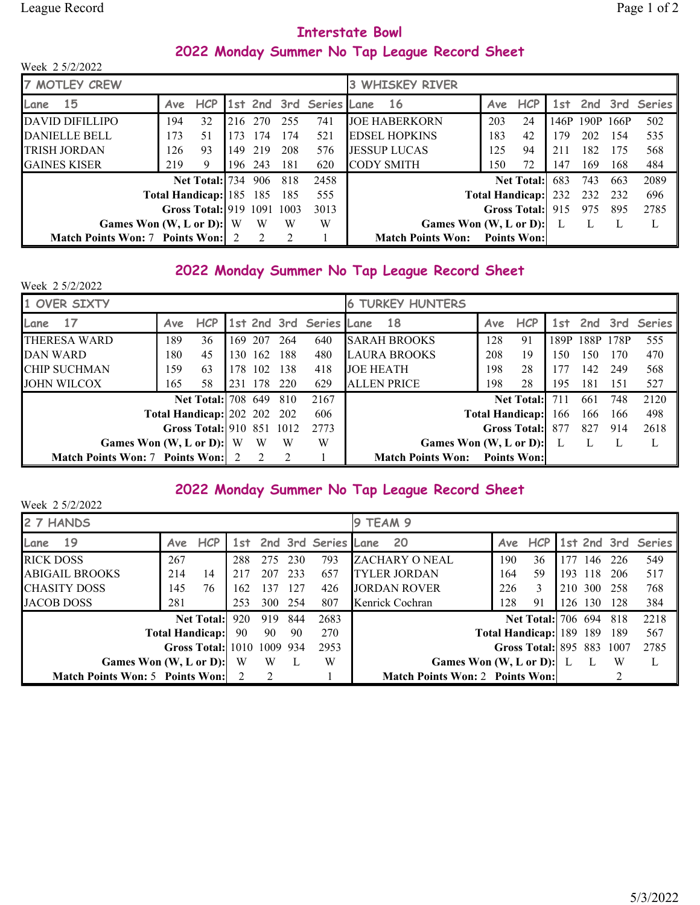# Interstate Bowl

## 2022 Monday Summer No Tap League Record Sheet

Week 2 5/2/2022

| 7 MOTLEY CREW | | | | | | | 3 WHISKEY RIVER | | | | | | |
|---|---|---|---|---|---|---|---|---|---|---|---|---|---|
| Lane 15 | Ave | HCP | 1st | 2nd | 3rd | Series | Lane 16 | Ave | HCP | 1st | 2nd | 3rd | Series |
| DAVID DIFILLIPO | 194 | 32 | 216 | 270 | 255 | 741 | JOE HABERKORN | 203 | 24 | 146P | 190P | 166P | 502 |
| DANIELLE BELL | 173 | 51 | 173 | 174 | 174 | 521 | EDSEL HOPKINS | 183 | 42 | 179 | 202 | 154 | 535 |
| TRISH JORDAN | 126 | 93 | 149 | 219 | 208 | 576 | JESSUP LUCAS | 125 | 94 | 211 | 182 | 175 | 568 |
| GAINES KISER | 219 | 9 | 196 | 243 | 181 | 620 | CODY SMITH | 150 | 72 | 147 | 169 | 168 | 484 |
| Net Total: | | | 734 | 906 | 818 | 2458 | Net Total: | | | 683 | 743 | 663 | 2089 |
| Total Handicap: | | | 185 | 185 | 185 | 555 | Total Handicap: | | | 232 | 232 | 232 | 696 |
| Gross Total: | | | 919 | 1091 | 1003 | 3013 | Gross Total: | | | 915 | 975 | 895 | 2785 |
| Games Won (W, L or D): | | | W | W | W | W | Games Won (W, L or D): | | | L | L | L | L |
| Match Points Won: 7 Points Won: | | | 2 | 2 | 2 | 1 | Match Points Won: Points Won: | | | | | | |

## 2022 Monday Summer No Tap League Record Sheet

Week 2 5/2/2022

| 1 OVER SIXTY | | | | | | | 6 TURKEY HUNTERS | | | | | | |
|---|---|---|---|---|---|---|---|---|---|---|---|---|---|
| Lane 17 | Ave | HCP | 1st | 2nd | 3rd | Series | Lane 18 | Ave | HCP | 1st | 2nd | 3rd | Series |
| THERESA WARD | 189 | 36 | 169 | 207 | 264 | 640 | SARAH BROOKS | 128 | 91 | 189P | 188P | 178P | 555 |
| DAN WARD | 180 | 45 | 130 | 162 | 188 | 480 | LAURA BROOKS | 208 | 19 | 150 | 150 | 170 | 470 |
| CHIP SUCHMAN | 159 | 63 | 178 | 102 | 138 | 418 | JOE HEATH | 198 | 28 | 177 | 142 | 249 | 568 |
| JOHN WILCOX | 165 | 58 | 231 | 178 | 220 | 629 | ALLEN PRICE | 198 | 28 | 195 | 181 | 151 | 527 |
| Net Total: | | | 708 | 649 | 810 | 2167 | Net Total: | | | 711 | 661 | 748 | 2120 |
| Total Handicap: | | | 202 | 202 | 202 | 606 | Total Handicap: | | | 166 | 166 | 166 | 498 |
| Gross Total: | | | 910 | 851 | 1012 | 2773 | Gross Total: | | | 877 | 827 | 914 | 2618 |
| Games Won (W, L or D): | | | W | W | W | W | Games Won (W, L or D): | | | L | L | L | L |
| Match Points Won: 7 Points Won: | | | 2 | 2 | 2 | 1 | Match Points Won: Points Won: | | | | | | |

## 2022 Monday Summer No Tap League Record Sheet

Week 2 5/2/2022

| 2 7 HANDS | | | | | | | 9 TEAM 9 | | | | | | |
|---|---|---|---|---|---|---|---|---|---|---|---|---|---|
| Lane 19 | Ave | HCP | 1st | 2nd | 3rd | Series | Lane 20 | Ave | HCP | 1st | 2nd | 3rd | Series |
| RICK DOSS | 267 | | 288 | 275 | 230 | 793 | ZACHARY O NEAL | 190 | 36 | 177 | 146 | 226 | 549 |
| ABIGAIL BROOKS | 214 | 14 | 217 | 207 | 233 | 657 | TYLER JORDAN | 164 | 59 | 193 | 118 | 206 | 517 |
| CHASITY DOSS | 145 | 76 | 162 | 137 | 127 | 426 | JORDAN ROVER | 226 | 3 | 210 | 300 | 258 | 768 |
| JACOB DOSS | 281 | | 253 | 300 | 254 | 807 | Kenrick Cochran | 128 | 91 | 126 | 130 | 128 | 384 |
| Net Total: | | | 920 | 919 | 844 | 2683 | Net Total: | | | 706 | 694 | 818 | 2218 |
| Total Handicap: | | | 90 | 90 | 90 | 270 | Total Handicap: | | | 189 | 189 | 189 | 567 |
| Gross Total: | | | 1010 | 1009 | 934 | 2953 | Gross Total: | | | 895 | 883 | 1007 | 2785 |
| Games Won (W, L or D): | | | W | W | L | W | Games Won (W, L or D): | | | L | L | W | L |
| Match Points Won: 5 Points Won: | | | 2 | 2 | | 1 | Match Points Won: 2 Points Won: | | | | | 2 | |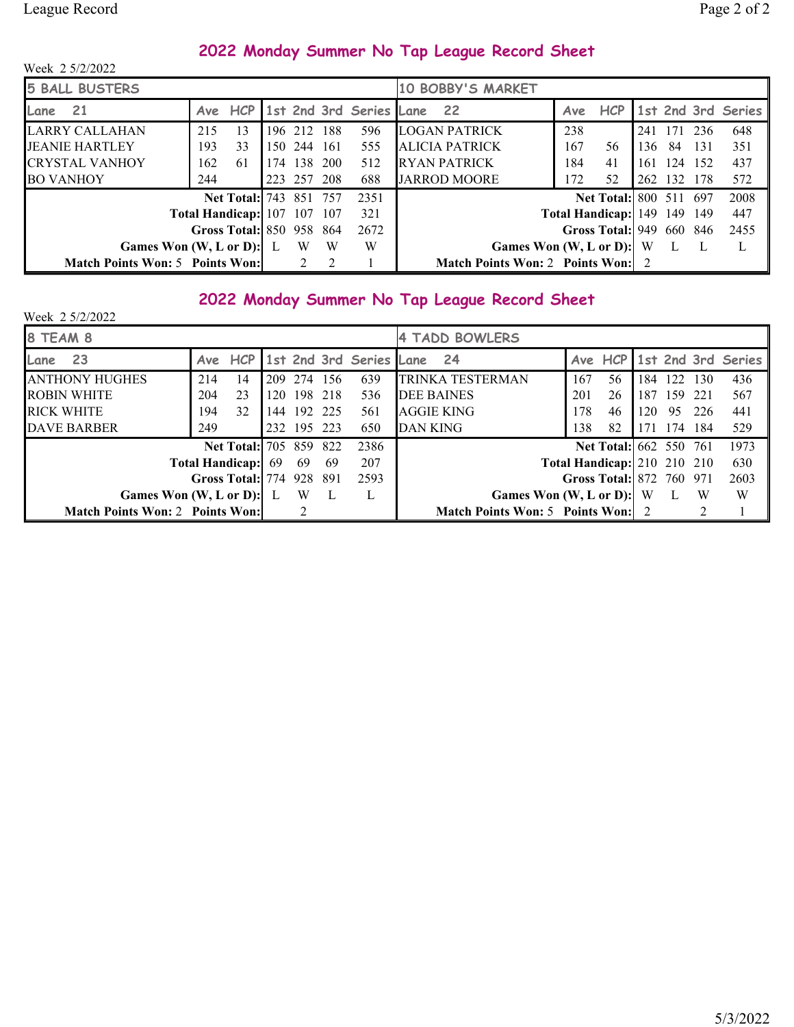## 2022 Monday Summer No Tap League Record Sheet

Week 2 5/2/2022

| 5 BALL BUSTERS | | | | | | | 10 BOBBY'S MARKET | | | | | | |
|---|---|---|---|---|---|---|---|---|---|---|---|---|---|
| Lane 21 | Ave | HCP | 1st | 2nd | 3rd | Series | Lane 22 | Ave | HCP | 1st | 2nd | 3rd | Series |
| LARRY CALLAHAN | 215 | 13 | 196 | 212 | 188 | 596 | LOGAN PATRICK | 238 | | 241 | 171 | 236 | 648 |
| JEANIE HARTLEY | 193 | 33 | 150 | 244 | 161 | 555 | ALICIA PATRICK | 167 | 56 | 136 | 84 | 131 | 351 |
| CRYSTAL VANHOY | 162 | 61 | 174 | 138 | 200 | 512 | RYAN PATRICK | 184 | 41 | 161 | 124 | 152 | 437 |
| BO VANHOY | 244 | | 223 | 257 | 208 | 688 | JARROD MOORE | 172 | 52 | 262 | 132 | 178 | 572 |
| | | Net Total: | 743 | 851 | 757 | 2351 | | | Net Total: | 800 | 511 | 697 | 2008 |
| | | Total Handicap: | 107 | 107 | 107 | 321 | | | Total Handicap: | 149 | 149 | 149 | 447 |
| | | Gross Total: | 850 | 958 | 864 | 2672 | | | Gross Total: | 949 | 660 | 846 | 2455 |
| | | Games Won (W, L or D): | L | W | W | W | | | Games Won (W, L or D): | W | L | L | L |
| Match Points Won: 5 | | Points Won: | | 2 | 2 | 1 | Match Points Won: 2 | | Points Won: | 2 | | | |

## 2022 Monday Summer No Tap League Record Sheet

Week 2 5/2/2022

| 8 TEAM 8 | | | | | | | 4 TADD BOWLERS | | | | | | |
|---|---|---|---|---|---|---|---|---|---|---|---|---|---|
| Lane 23 | Ave | HCP | 1st | 2nd | 3rd | Series | Lane 24 | Ave | HCP | 1st | 2nd | 3rd | Series |
| ANTHONY HUGHES | 214 | 14 | 209 | 274 | 156 | 639 | TRINKA TESTERMAN | 167 | 56 | 184 | 122 | 130 | 436 |
| ROBIN WHITE | 204 | 23 | 120 | 198 | 218 | 536 | DEE BAINES | 201 | 26 | 187 | 159 | 221 | 567 |
| RICK WHITE | 194 | 32 | 144 | 192 | 225 | 561 | AGGIE KING | 178 | 46 | 120 | 95 | 226 | 441 |
| DAVE BARBER | 249 | | 232 | 195 | 223 | 650 | DAN KING | 138 | 82 | 171 | 174 | 184 | 529 |
| | | Net Total: | 705 | 859 | 822 | 2386 | | | Net Total: | 662 | 550 | 761 | 1973 |
| | | Total Handicap: | 69 | 69 | 69 | 207 | | | Total Handicap: | 210 | 210 | 210 | 630 |
| | | Gross Total: | 774 | 928 | 891 | 2593 | | | Gross Total: | 872 | 760 | 971 | 2603 |
| | | Games Won (W, L or D): | L | W | L | L | | | Games Won (W, L or D): | W | L | W | W |
| Match Points Won: 2 | | Points Won: | | 2 | | | Match Points Won: 5 | | Points Won: | 2 | | 2 | 1 |